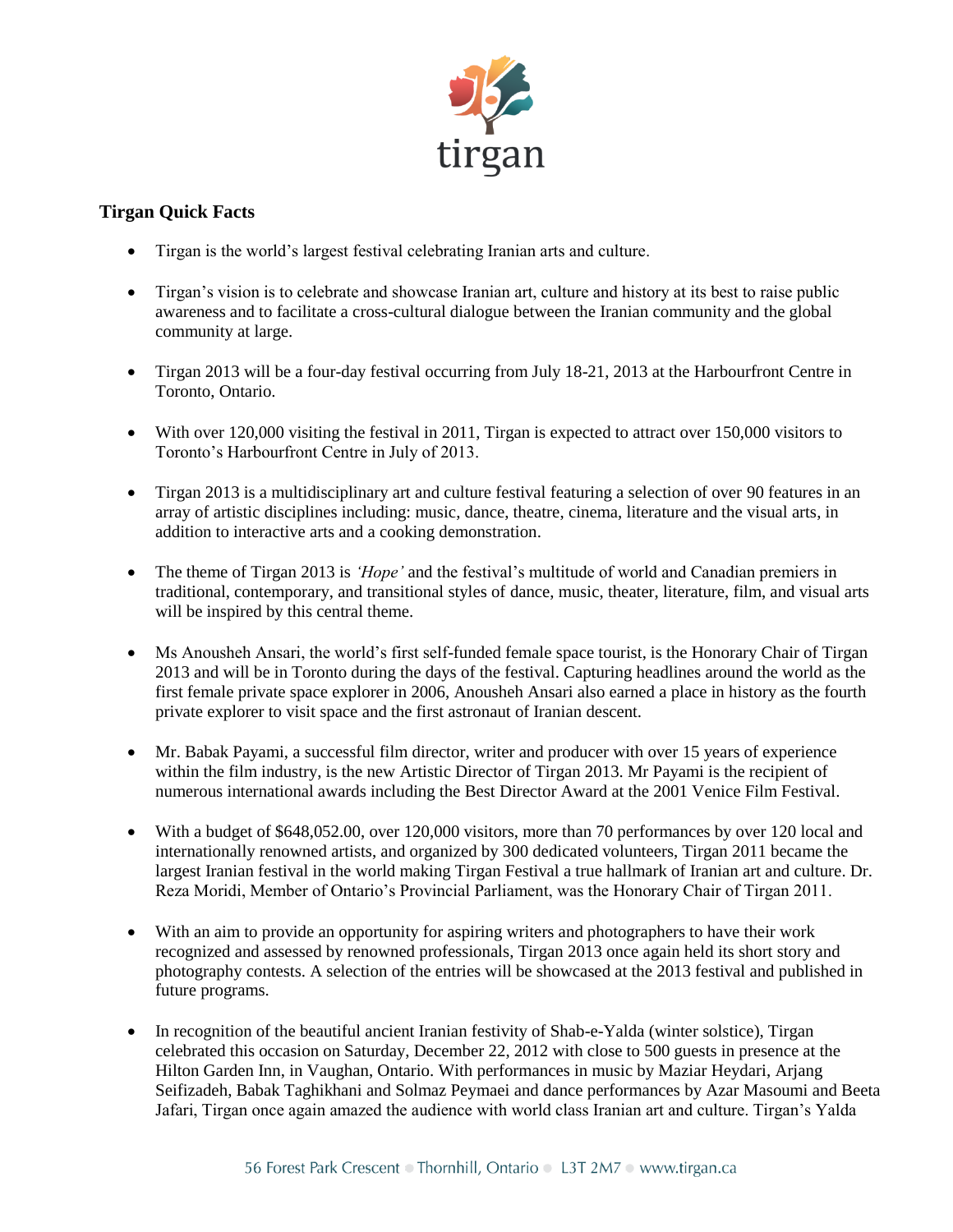tirgan

## Tirgan Quick Facts

- Tirgan is the world's largest festival celebrating Iranian arts and culture.
- Tirgan's vision is to celebrate and showcase Iranian art, culture and history at its best to raise public awareness and to facilitate a cross-cultural dialogue between the Iranian community and the global community at large.
- Tirgan 2013 will be a four-day festival occurring from July 18-21, 2013 at the Harbourfront Centre in Toronto, Ontario.
- With over 120,000 visiting the festival in 2011, Tirgan is expected to attract over 150,000 visitors to Toronto's Harbourfront Centre in July of 2013.
- Tirgan 2013 is a multidisciplinary art and culture festival featuring a selection of over 90 features in an array of artistic disciplines including: music, dance, theatre, cinema, literature and the visual arts, in addition to interactive arts and a cooking demonstration.
- The theme of Tirgan 2013 is *'Hope'* and the festival's multitude of world and Canadian premiers in traditional, contemporary, and transitional styles of dance, music, theater, literature, film, and visual arts will be inspired by this central theme.
- Ms Anousheh Ansari, the world's first self-funded female space tourist, is the Honorary Chair of Tirgan 2013 and will be in Toronto during the days of the festival. Capturing headlines around the world as the first female private space explorer in 2006, Anousheh Ansari also earned a place in history as the fourth private explorer to visit space and the first astronaut of Iranian descent.
- Mr. Babak Payami, a successful film director, writer and producer with over 15 years of experience within the film industry, is the new Artistic Director of Tirgan 2013. Mr Payami is the recipient of numerous international awards including the Best Director Award at the 2001 Venice Film Festival.
- With a budget of $648,052.00, over 120,000 visitors, more than 70 performances by over 120 local and internationally renowned artists, and organized by 300 dedicated volunteers, Tirgan 2011 became the largest Iranian festival in the world making Tirgan Festival a true hallmark of Iranian art and culture. Dr. Reza Moridi, Member of Ontario's Provincial Parliament, was the Honorary Chair of Tirgan 2011.
- With an aim to provide an opportunity for aspiring writers and photographers to have their work recognized and assessed by renowned professionals, Tirgan 2013 once again held its short story and photography contests. A selection of the entries will be showcased at the 2013 festival and published in future programs.
- In recognition of the beautiful ancient Iranian festivity of Shab-e-Yalda (winter solstice), Tirgan celebrated this occasion on Saturday, December 22, 2012 with close to 500 guests in presence at the Hilton Garden Inn, in Vaughan, Ontario. With performances in music by Maziar Heydari, Arjang Seifizadeh, Babak Taghikhani and Solmaz Peymaei and dance performances by Azar Masoumi and Beeta Jafari, Tirgan once again amazed the audience with world class Iranian art and culture. Tirgan's Yalda

56 Forest Park Crescent • Thornhill, Ontario • L3T 2M7 • www.tirgan.ca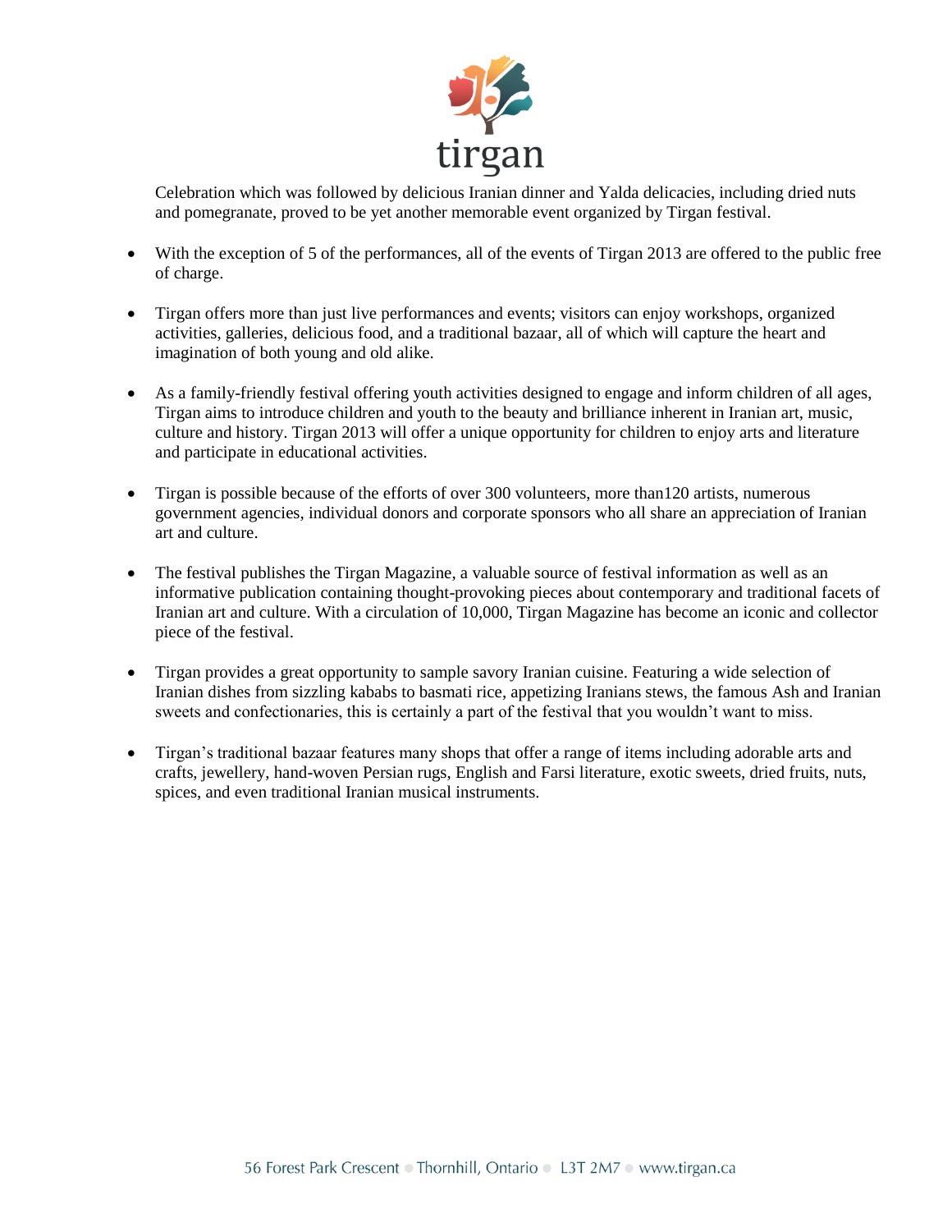Celebration which was followed by delicious Iranian dinner and Yalda delicacies, including dried nuts and pomegranate, proved to be yet another memorable event organized by Tirgan festival.

- With the exception of 5 of the performances, all of the events of Tirgan 2013 are offered to the public free of charge.

- Tirgan offers more than just live performances and events; visitors can enjoy workshops, organized activities, galleries, delicious food, and a traditional bazaar, all of which will capture the heart and imagination of both young and old alike.

- As a family-friendly festival offering youth activities designed to engage and inform children of all ages, Tirgan aims to introduce children and youth to the beauty and brilliance inherent in Iranian art, music, culture and history. Tirgan 2013 will offer a unique opportunity for children to enjoy arts and literature and participate in educational activities.

- Tirgan is possible because of the efforts of over 300 volunteers, more than120 artists, numerous government agencies, individual donors and corporate sponsors who all share an appreciation of Iranian art and culture.

- The festival publishes the Tirgan Magazine, a valuable source of festival information as well as an informative publication containing thought-provoking pieces about contemporary and traditional facets of Iranian art and culture. With a circulation of 10,000, Tirgan Magazine has become an iconic and collector piece of the festival.

- Tirgan provides a great opportunity to sample savory Iranian cuisine. Featuring a wide selection of Iranian dishes from sizzling kababs to basmati rice, appetizing Iranians stews, the famous Ash and Iranian sweets and confectionaries, this is certainly a part of the festival that you wouldn't want to miss.

- Tirgan's traditional bazaar features many shops that offer a range of items including adorable arts and crafts, jewellery, hand-woven Persian rugs, English and Farsi literature, exotic sweets, dried fruits, nuts, spices, and even traditional Iranian musical instruments.